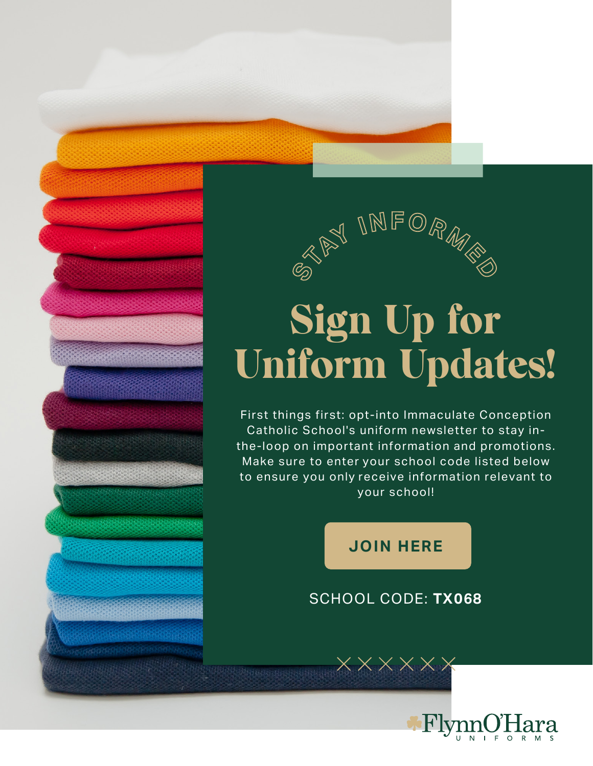STAY INFORMED

# Sign Up for Uniform Updates!

First things first: opt-into Immaculate Conception Catholic School's uniform newsletter to stay in-the-loop on important information and promotions. Make sure to enter your school code listed below to ensure you only receive information relevant to your school!

JOIN HERE

SCHOOL CODE: **TX068**

FlynnO'Hara UNIFORMS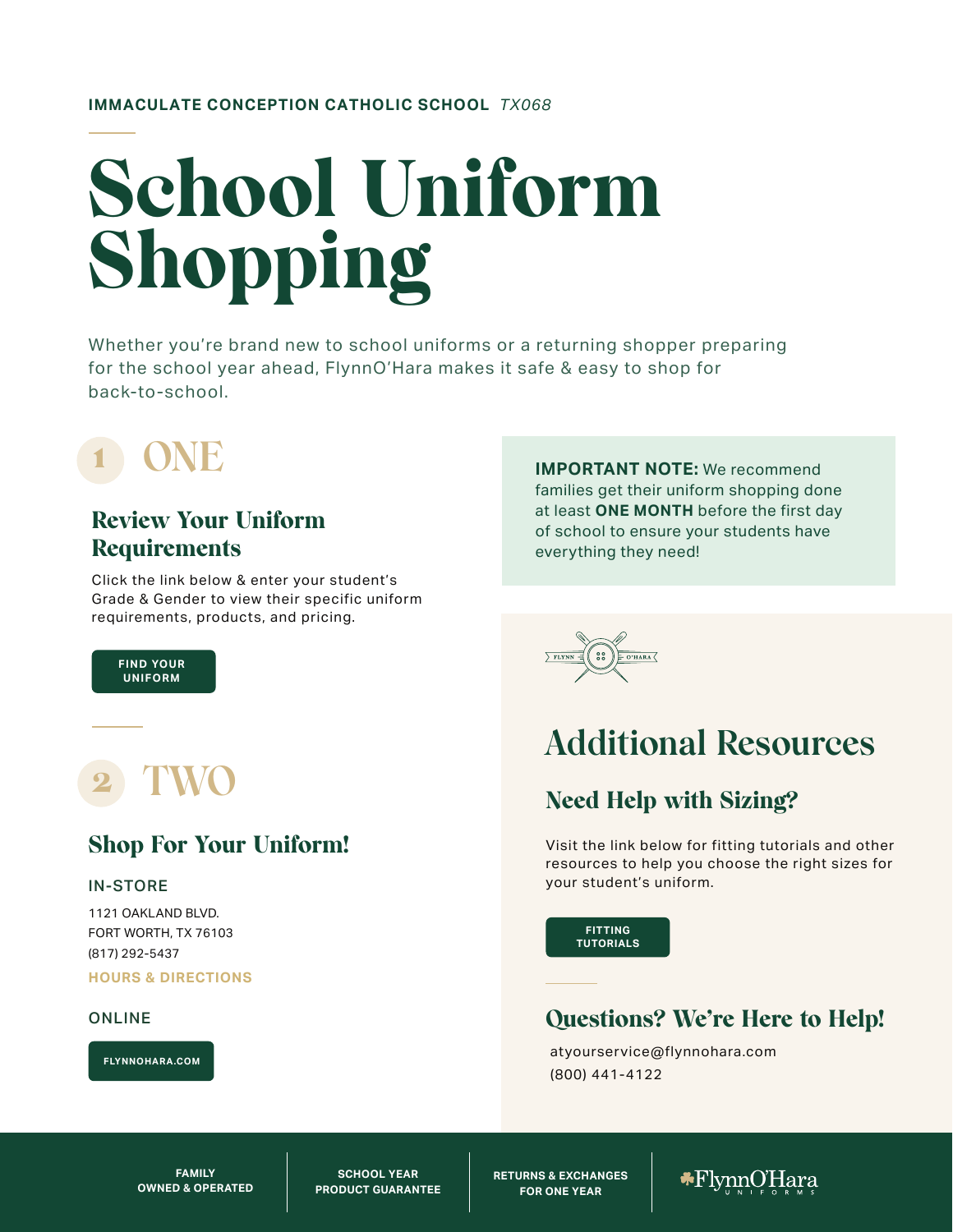**IMMACULATE CONCEPTION CATHOLIC SCHOOL** *TX068*

# School Uniform Shopping

Whether you're brand new to school uniforms or a returning shopper preparing for the school year ahead, FlynnO'Hara makes it safe & easy to shop for back-to-school.

## 1 ONE

### Review Your Uniform Requirements

Click the link below & enter your student's Grade & Gender to view their specific uniform requirements, products, and pricing.

FIND YOUR UNIFORM

## 2 TWO

### Shop For Your Uniform!

**IN-STORE**

1121 OAKLAND BLVD.
FORT WORTH, TX 76103
(817) 292-5437

HOURS & DIRECTIONS

**ONLINE**

FLYNNOHARA.COM

**IMPORTANT NOTE:** We recommend families get their uniform shopping done at least **ONE MONTH** before the first day of school to ensure your students have everything they need!

## Additional Resources

### Need Help with Sizing?

Visit the link below for fitting tutorials and other resources to help you choose the right sizes for your student's uniform.

FITTING TUTORIALS

### Questions? We're Here to Help!

atyourservice@flynnohara.com
(800) 441-4122

FAMILY OWNED & OPERATED | SCHOOL YEAR PRODUCT GUARANTEE | RETURNS & EXCHANGES FOR ONE YEAR | FlynnO'Hara UNIFORMS